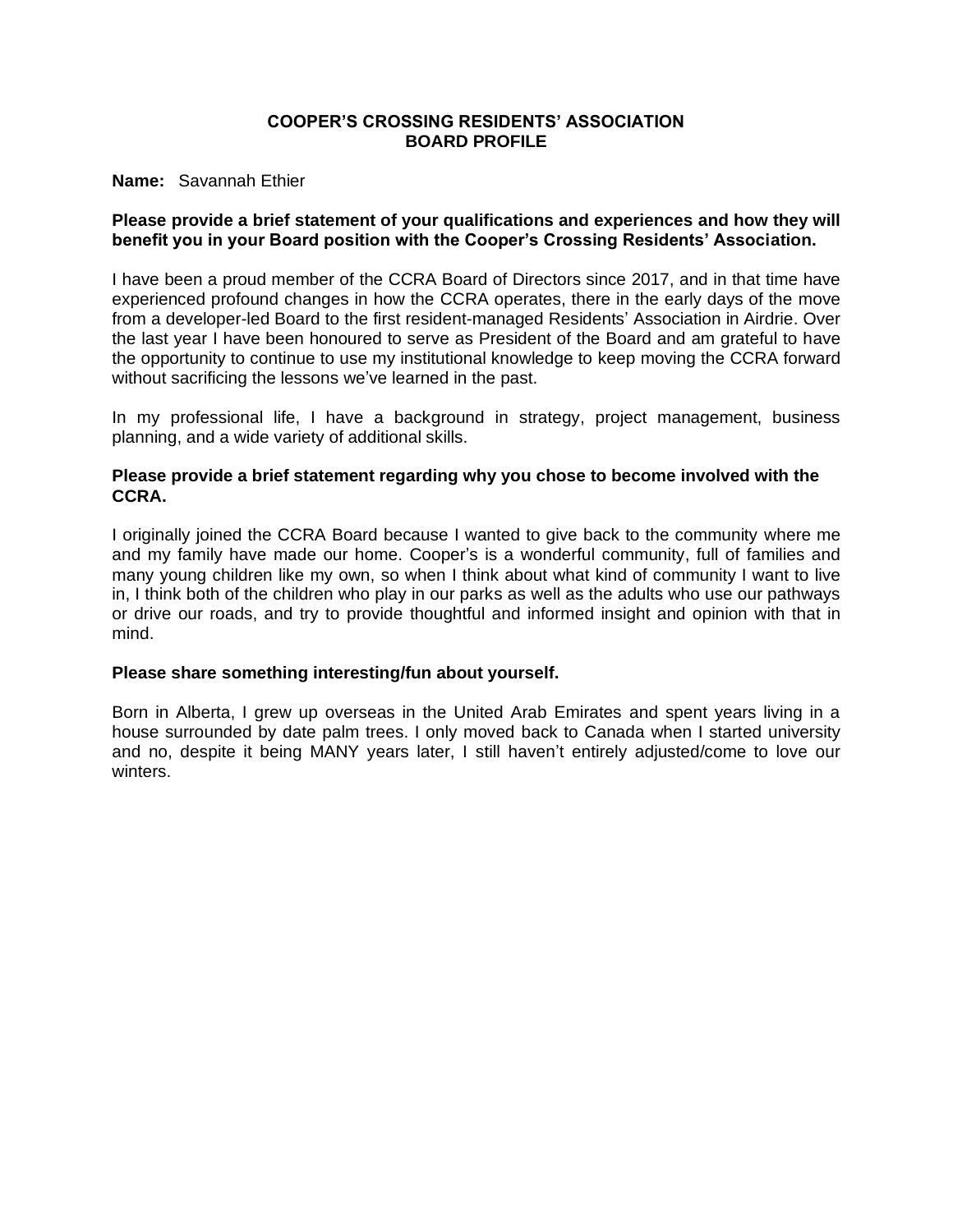# COOPER'S CROSSING RESIDENTS' ASSOCIATION
## BOARD PROFILE

**Name:** Savannah Ethier

**Please provide a brief statement of your qualifications and experiences and how they will benefit you in your Board position with the Cooper's Crossing Residents' Association.**

I have been a proud member of the CCRA Board of Directors since 2017, and in that time have experienced profound changes in how the CCRA operates, there in the early days of the move from a developer-led Board to the first resident-managed Residents' Association in Airdrie. Over the last year I have been honoured to serve as President of the Board and am grateful to have the opportunity to continue to use my institutional knowledge to keep moving the CCRA forward without sacrificing the lessons we've learned in the past.

In my professional life, I have a background in strategy, project management, business planning, and a wide variety of additional skills.

**Please provide a brief statement regarding why you chose to become involved with the CCRA.**

I originally joined the CCRA Board because I wanted to give back to the community where me and my family have made our home. Cooper's is a wonderful community, full of families and many young children like my own, so when I think about what kind of community I want to live in, I think both of the children who play in our parks as well as the adults who use our pathways or drive our roads, and try to provide thoughtful and informed insight and opinion with that in mind.

**Please share something interesting/fun about yourself.**

Born in Alberta, I grew up overseas in the United Arab Emirates and spent years living in a house surrounded by date palm trees. I only moved back to Canada when I started university and no, despite it being MANY years later, I still haven't entirely adjusted/come to love our winters.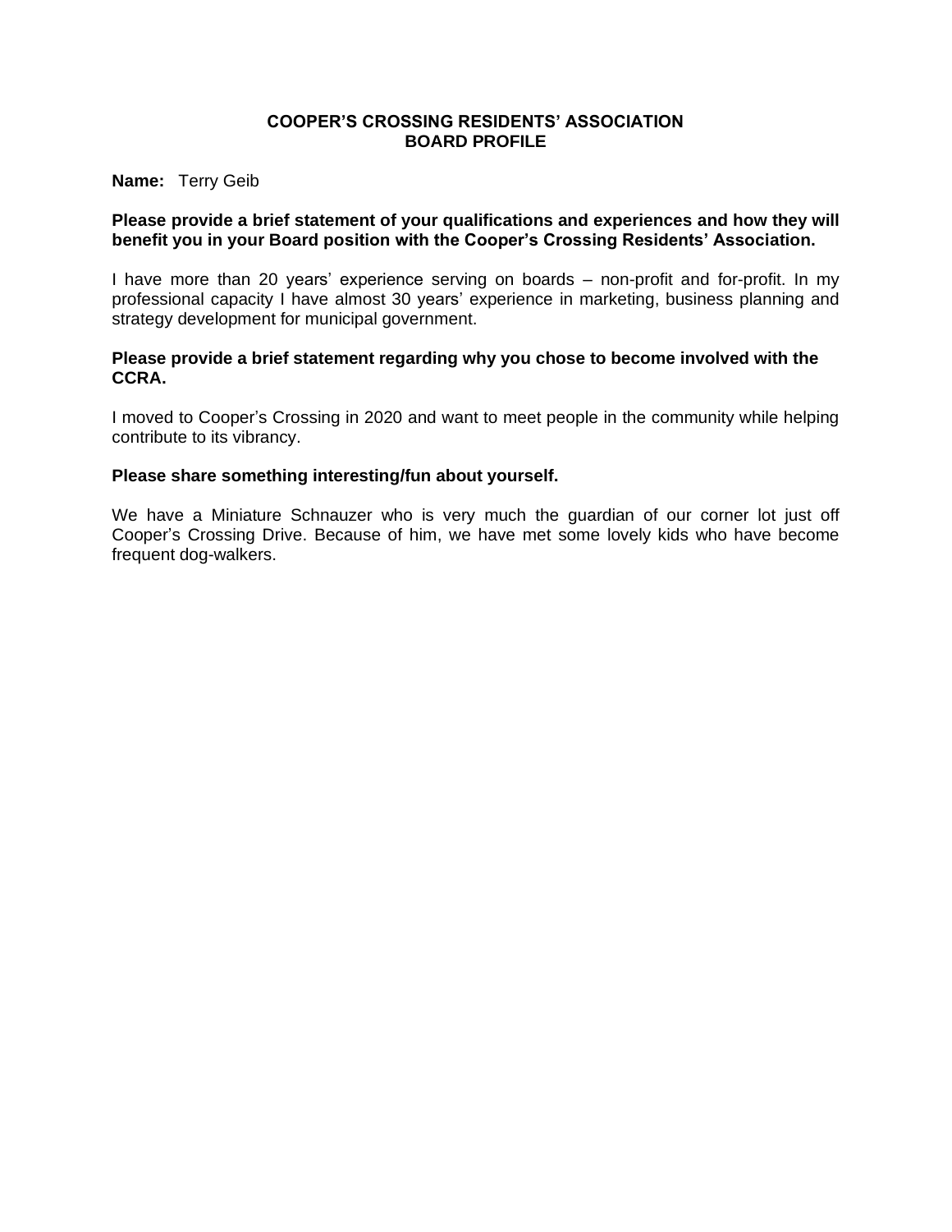# COOPER'S CROSSING RESIDENTS' ASSOCIATION
## BOARD PROFILE

**Name:** Terry Geib

**Please provide a brief statement of your qualifications and experiences and how they will benefit you in your Board position with the Cooper's Crossing Residents' Association.**

I have more than 20 years' experience serving on boards – non-profit and for-profit. In my professional capacity I have almost 30 years' experience in marketing, business planning and strategy development for municipal government.

**Please provide a brief statement regarding why you chose to become involved with the CCRA.**

I moved to Cooper's Crossing in 2020 and want to meet people in the community while helping contribute to its vibrancy.

**Please share something interesting/fun about yourself.**

We have a Miniature Schnauzer who is very much the guardian of our corner lot just off Cooper's Crossing Drive. Because of him, we have met some lovely kids who have become frequent dog-walkers.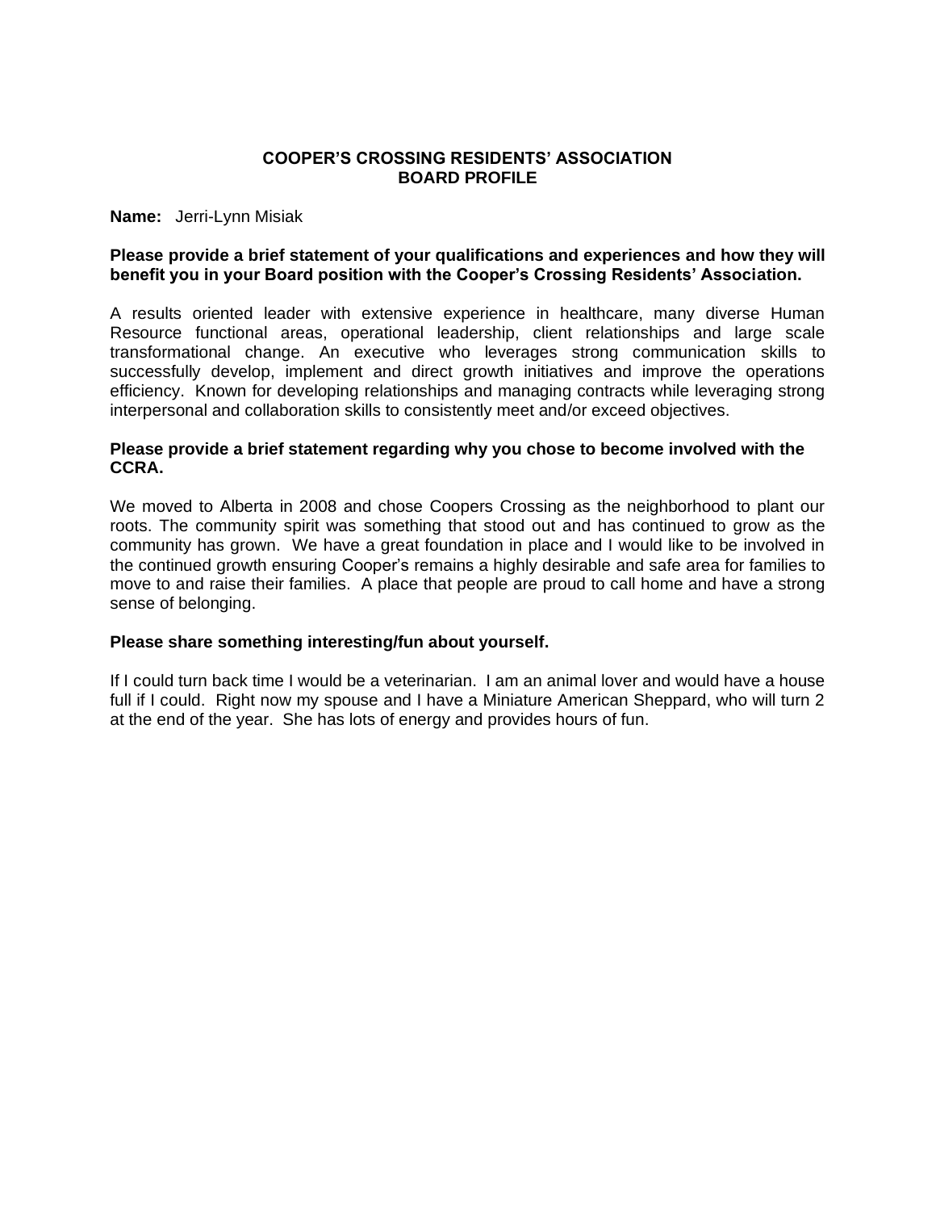# COOPER'S CROSSING RESIDENTS' ASSOCIATION
## BOARD PROFILE

**Name:** Jerri-Lynn Misiak

**Please provide a brief statement of your qualifications and experiences and how they will benefit you in your Board position with the Cooper's Crossing Residents' Association.**

A results oriented leader with extensive experience in healthcare, many diverse Human Resource functional areas, operational leadership, client relationships and large scale transformational change. An executive who leverages strong communication skills to successfully develop, implement and direct growth initiatives and improve the operations efficiency. Known for developing relationships and managing contracts while leveraging strong interpersonal and collaboration skills to consistently meet and/or exceed objectives.

**Please provide a brief statement regarding why you chose to become involved with the CCRA.**

We moved to Alberta in 2008 and chose Coopers Crossing as the neighborhood to plant our roots. The community spirit was something that stood out and has continued to grow as the community has grown. We have a great foundation in place and I would like to be involved in the continued growth ensuring Cooper's remains a highly desirable and safe area for families to move to and raise their families. A place that people are proud to call home and have a strong sense of belonging.

**Please share something interesting/fun about yourself.**

If I could turn back time I would be a veterinarian. I am an animal lover and would have a house full if I could. Right now my spouse and I have a Miniature American Sheppard, who will turn 2 at the end of the year. She has lots of energy and provides hours of fun.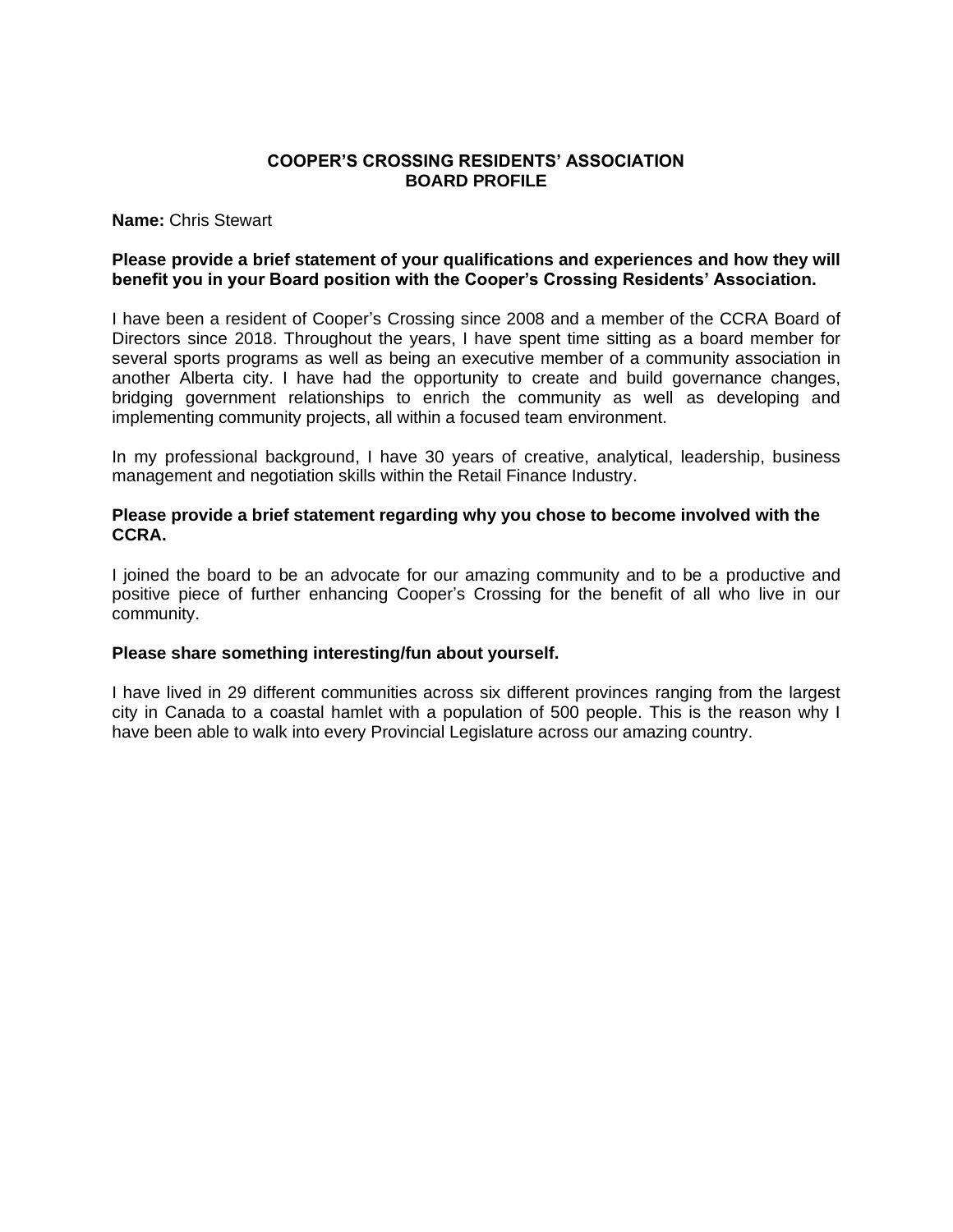# COOPER'S CROSSING RESIDENTS' ASSOCIATION
## BOARD PROFILE

**Name:** Chris Stewart

**Please provide a brief statement of your qualifications and experiences and how they will benefit you in your Board position with the Cooper's Crossing Residents' Association.**

I have been a resident of Cooper's Crossing since 2008 and a member of the CCRA Board of Directors since 2018. Throughout the years, I have spent time sitting as a board member for several sports programs as well as being an executive member of a community association in another Alberta city. I have had the opportunity to create and build governance changes, bridging government relationships to enrich the community as well as developing and implementing community projects, all within a focused team environment.

In my professional background, I have 30 years of creative, analytical, leadership, business management and negotiation skills within the Retail Finance Industry.

**Please provide a brief statement regarding why you chose to become involved with the CCRA.**

I joined the board to be an advocate for our amazing community and to be a productive and positive piece of further enhancing Cooper's Crossing for the benefit of all who live in our community.

**Please share something interesting/fun about yourself.**

I have lived in 29 different communities across six different provinces ranging from the largest city in Canada to a coastal hamlet with a population of 500 people. This is the reason why I have been able to walk into every Provincial Legislature across our amazing country.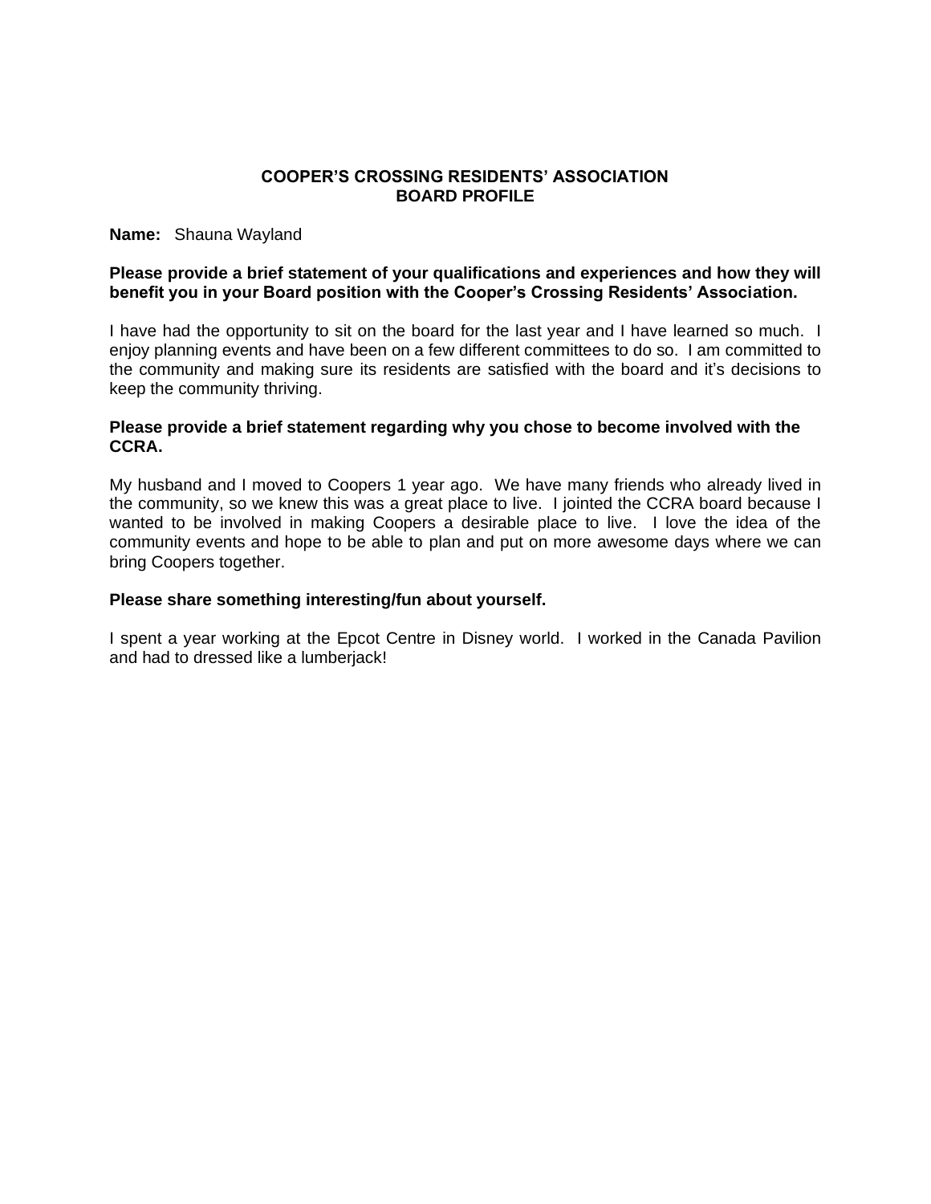**COOPER'S CROSSING RESIDENTS' ASSOCIATION**
**BOARD PROFILE**

**Name:** Shauna Wayland

**Please provide a brief statement of your qualifications and experiences and how they will benefit you in your Board position with the Cooper's Crossing Residents' Association.**

I have had the opportunity to sit on the board for the last year and I have learned so much. I enjoy planning events and have been on a few different committees to do so. I am committed to the community and making sure its residents are satisfied with the board and it's decisions to keep the community thriving.

**Please provide a brief statement regarding why you chose to become involved with the CCRA.**

My husband and I moved to Coopers 1 year ago. We have many friends who already lived in the community, so we knew this was a great place to live. I jointed the CCRA board because I wanted to be involved in making Coopers a desirable place to live. I love the idea of the community events and hope to be able to plan and put on more awesome days where we can bring Coopers together.

**Please share something interesting/fun about yourself.**

I spent a year working at the Epcot Centre in Disney world. I worked in the Canada Pavilion and had to dressed like a lumberjack!